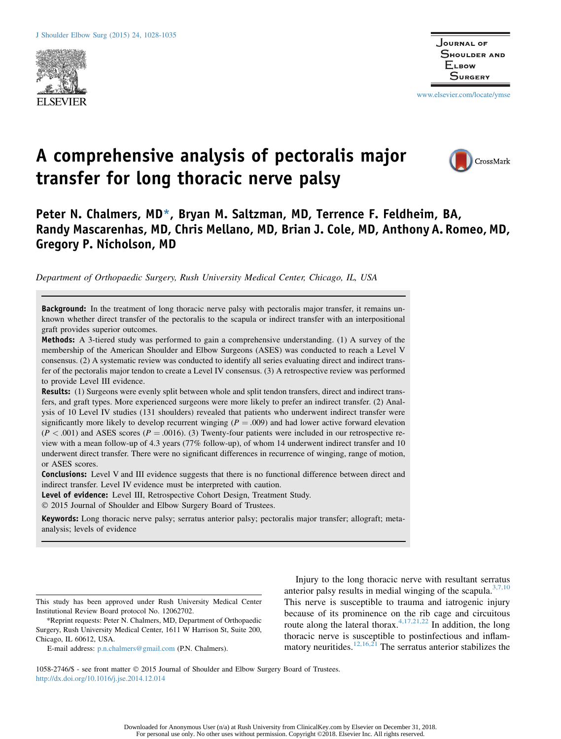# A comprehensive analysis of pectoralis major transfer for long thoracic nerve palsy

**Peter N. Chalmers, MD*, Bryan M. Saltzman, MD, Terrence F. Feldheim, BA, Randy Mascarenhas, MD, Chris Mellano, MD, Brian J. Cole, MD, Anthony A. Romeo, MD, Gregory P. Nicholson, MD**

*Department of Orthopaedic Surgery, Rush University Medical Center, Chicago, IL, USA*

**Background:** In the treatment of long thoracic nerve palsy with pectoralis major transfer, it remains unknown whether direct transfer of the pectoralis to the scapula or indirect transfer with an interpositional graft provides superior outcomes.

**Methods:** A 3-tiered study was performed to gain a comprehensive understanding. (1) A survey of the membership of the American Shoulder and Elbow Surgeons (ASES) was conducted to reach a Level V consensus. (2) A systematic review was conducted to identify all series evaluating direct and indirect transfer of the pectoralis major tendon to create a Level IV consensus. (3) A retrospective review was performed to provide Level III evidence.

**Results:** (1) Surgeons were evenly split between whole and split tendon transfers, direct and indirect transfers, and graft types. More experienced surgeons were more likely to prefer an indirect transfer. (2) Analysis of 10 Level IV studies (131 shoulders) revealed that patients who underwent indirect transfer were significantly more likely to develop recurrent winging ($P = .009$) and had lower active forward elevation ($P < .001$) and ASES scores ($P = .0016$). (3) Twenty-four patients were included in our retrospective review with a mean follow-up of 4.3 years (77% follow-up), of whom 14 underwent indirect transfer and 10 underwent direct transfer. There were no significant differences in recurrence of winging, range of motion, or ASES scores.

**Conclusions:** Level V and III evidence suggests that there is no functional difference between direct and indirect transfer. Level IV evidence must be interpreted with caution.

**Level of evidence:** Level III, Retrospective Cohort Design, Treatment Study.

© 2015 Journal of Shoulder and Elbow Surgery Board of Trustees.

**Keywords:** Long thoracic nerve palsy; serratus anterior palsy; pectoralis major transfer; allograft; meta-analysis; levels of evidence

Injury to the long thoracic nerve with resultant serratus anterior palsy results in medial winging of the scapula.[3,7,10] This nerve is susceptible to trauma and iatrogenic injury because of its prominence on the rib cage and circuitous route along the lateral thorax.[4,17,21,22] In addition, the long thoracic nerve is susceptible to postinfectious and inflammatory neuritides.[12,16,21] The serratus anterior stabilizes the

This study has been approved under Rush University Medical Center Institutional Review Board protocol No. 12062702.

*Reprint requests: Peter N. Chalmers, MD, Department of Orthopaedic Surgery, Rush University Medical Center, 1611 W Harrison St, Suite 200, Chicago, IL 60612, USA.

E-mail address: p.n.chalmers@gmail.com (P.N. Chalmers).

1058-2746/$ - see front matter © 2015 Journal of Shoulder and Elbow Surgery Board of Trustees.
http://dx.doi.org/10.1016/j.jse.2014.12.014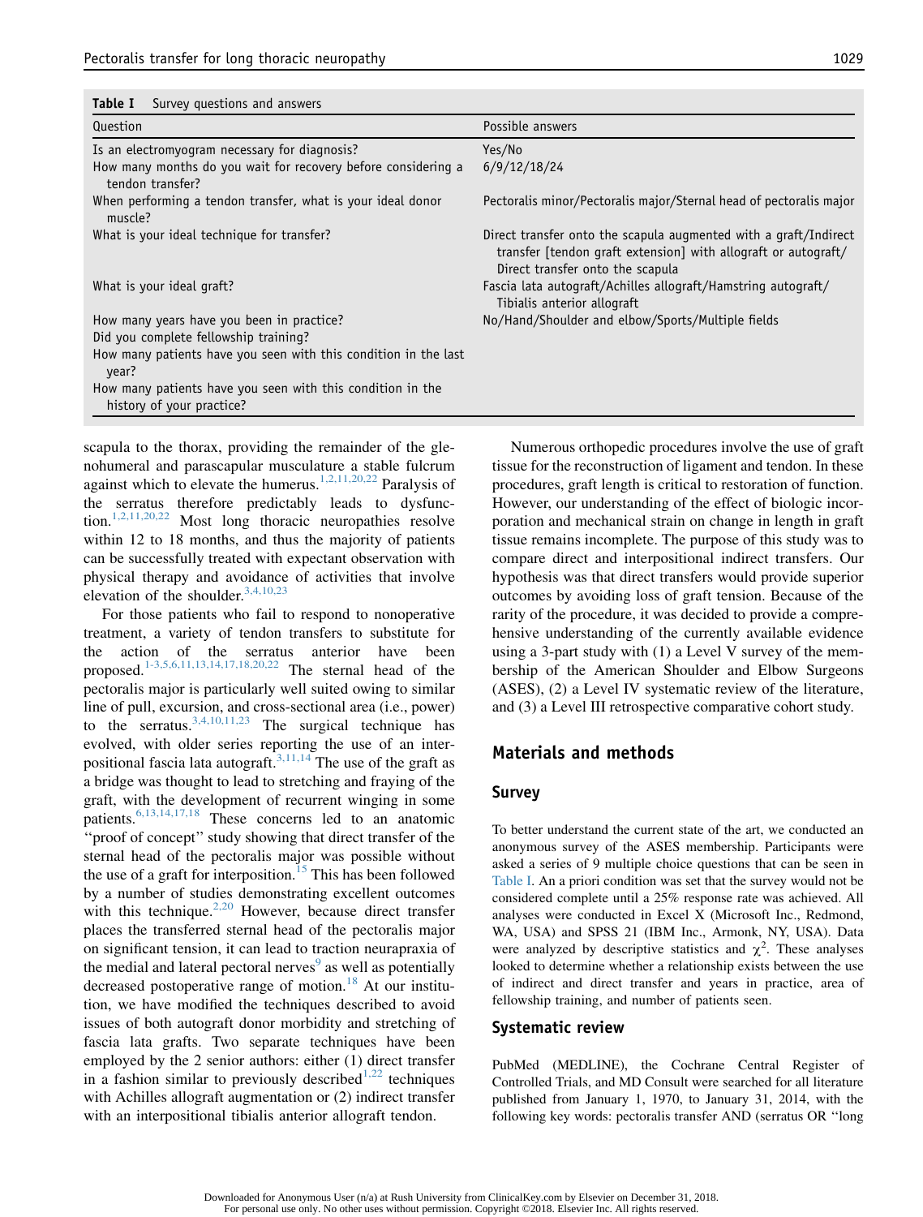**Table I** Survey questions and answers

| Question | Possible answers |
|---|---|
| Is an electromyogram necessary for diagnosis? | Yes/No |
| How many months do you wait for recovery before considering a tendon transfer? | 6/9/12/18/24 |
| When performing a tendon transfer, what is your ideal donor muscle? | Pectoralis minor/Pectoralis major/Sternal head of pectoralis major |
| What is your ideal technique for transfer? | Direct transfer onto the scapula augmented with a graft/Indirect transfer [tendon graft extension] with allograft or autograft/ Direct transfer onto the scapula |
| What is your ideal graft? | Fascia lata autograft/Achilles allograft/Hamstring autograft/ Tibialis anterior allograft |
| How many years have you been in practice? | No/Hand/Shoulder and elbow/Sports/Multiple fields |
| Did you complete fellowship training? | |
| How many patients have you seen with this condition in the last year? | |
| How many patients have you seen with this condition in the history of your practice? | |

scapula to the thorax, providing the remainder of the glenohumeral and parascapular musculature a stable fulcrum against which to elevate the humerus.[1,2,11,20,22] Paralysis of the serratus therefore predictably leads to dysfunction.[1,2,11,20,22] Most long thoracic neuropathies resolve within 12 to 18 months, and thus the majority of patients can be successfully treated with expectant observation with physical therapy and avoidance of activities that involve elevation of the shoulder.[3,4,10,23]

For those patients who fail to respond to nonoperative treatment, a variety of tendon transfers to substitute for the action of the serratus anterior have been proposed.[1-3,5,6,11,13,14,17,18,20,22] The sternal head of the pectoralis major is particularly well suited owing to similar line of pull, excursion, and cross-sectional area (i.e., power) to the serratus.[3,4,10,11,23] The surgical technique has evolved, with older series reporting the use of an interpositional fascia lata autograft.[3,11,14] The use of the graft as a bridge was thought to lead to stretching and fraying of the graft, with the development of recurrent winging in some patients.[6,13,14,17,18] These concerns led to an anatomic ''proof of concept'' study showing that direct transfer of the sternal head of the pectoralis major was possible without the use of a graft for interposition.[15] This has been followed by a number of studies demonstrating excellent outcomes with this technique.[2,20] However, because direct transfer places the transferred sternal head of the pectoralis major on significant tension, it can lead to traction neurapraxia of the medial and lateral pectoral nerves[9] as well as potentially decreased postoperative range of motion.[18] At our institution, we have modified the techniques described to avoid issues of both autograft donor morbidity and stretching of fascia lata grafts. Two separate techniques have been employed by the 2 senior authors: either (1) direct transfer in a fashion similar to previously described[1,22] techniques with Achilles allograft augmentation or (2) indirect transfer with an interpositional tibialis anterior allograft tendon.

Numerous orthopedic procedures involve the use of graft tissue for the reconstruction of ligament and tendon. In these procedures, graft length is critical to restoration of function. However, our understanding of the effect of biologic incorporation and mechanical strain on change in length in graft tissue remains incomplete. The purpose of this study was to compare direct and interpositional indirect transfers. Our hypothesis was that direct transfers would provide superior outcomes by avoiding loss of graft tension. Because of the rarity of the procedure, it was decided to provide a comprehensive understanding of the currently available evidence using a 3-part study with (1) a Level V survey of the membership of the American Shoulder and Elbow Surgeons (ASES), (2) a Level IV systematic review of the literature, and (3) a Level III retrospective comparative cohort study.

## Materials and methods

### Survey

To better understand the current state of the art, we conducted an anonymous survey of the ASES membership. Participants were asked a series of 9 multiple choice questions that can be seen in Table I. An a priori condition was set that the survey would not be considered complete until a 25% response rate was achieved. All analyses were conducted in Excel X (Microsoft Inc., Redmond, WA, USA) and SPSS 21 (IBM Inc., Armonk, NY, USA). Data were analyzed by descriptive statistics and $\chi^2$. These analyses looked to determine whether a relationship exists between the use of indirect and direct transfer and years in practice, area of fellowship training, and number of patients seen.

### Systematic review

PubMed (MEDLINE), the Cochrane Central Register of Controlled Trials, and MD Consult were searched for all literature published from January 1, 1970, to January 31, 2014, with the following key words: pectoralis transfer AND (serratus OR ''long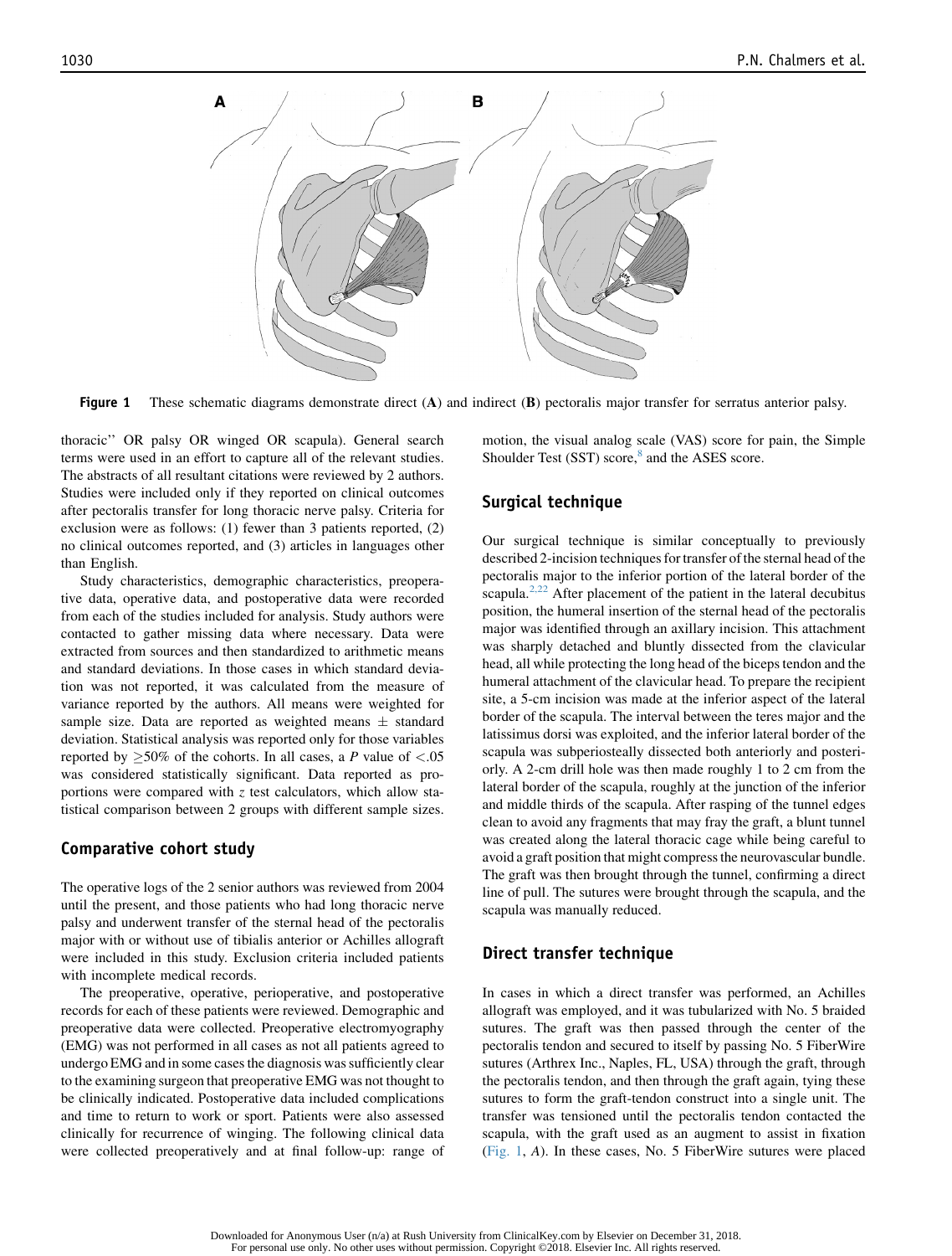**Figure 1** These schematic diagrams demonstrate direct (**A**) and indirect (**B**) pectoralis major transfer for serratus anterior palsy.

thoracic'' OR palsy OR winged OR scapula). General search terms were used in an effort to capture all of the relevant studies. The abstracts of all resultant citations were reviewed by 2 authors. Studies were included only if they reported on clinical outcomes after pectoralis transfer for long thoracic nerve palsy. Criteria for exclusion were as follows: (1) fewer than 3 patients reported, (2) no clinical outcomes reported, and (3) articles in languages other than English.

Study characteristics, demographic characteristics, preoperative data, operative data, and postoperative data were recorded from each of the studies included for analysis. Study authors were contacted to gather missing data where necessary. Data were extracted from sources and then standardized to arithmetic means and standard deviations. In those cases in which standard deviation was not reported, it was calculated from the measure of variance reported by the authors. All means were weighted for sample size. Data are reported as weighted means ± standard deviation. Statistical analysis was reported only for those variables reported by ≥50% of the cohorts. In all cases, a *P* value of <.05 was considered statistically significant. Data reported as proportions were compared with *z* test calculators, which allow statistical comparison between 2 groups with different sample sizes.

## Comparative cohort study

The operative logs of the 2 senior authors was reviewed from 2004 until the present, and those patients who had long thoracic nerve palsy and underwent transfer of the sternal head of the pectoralis major with or without use of tibialis anterior or Achilles allograft were included in this study. Exclusion criteria included patients with incomplete medical records.

The preoperative, operative, perioperative, and postoperative records for each of these patients were reviewed. Demographic and preoperative data were collected. Preoperative electromyography (EMG) was not performed in all cases as not all patients agreed to undergo EMG and in some cases the diagnosis was sufficiently clear to the examining surgeon that preoperative EMG was not thought to be clinically indicated. Postoperative data included complications and time to return to work or sport. Patients were also assessed clinically for recurrence of winging. The following clinical data were collected preoperatively and at final follow-up: range of motion, the visual analog scale (VAS) score for pain, the Simple Shoulder Test (SST) score,[8] and the ASES score.

## Surgical technique

Our surgical technique is similar conceptually to previously described 2-incision techniques for transfer of the sternal head of the pectoralis major to the inferior portion of the lateral border of the scapula.[2,22] After placement of the patient in the lateral decubitus position, the humeral insertion of the sternal head of the pectoralis major was identified through an axillary incision. This attachment was sharply detached and bluntly dissected from the clavicular head, all while protecting the long head of the biceps tendon and the humeral attachment of the clavicular head. To prepare the recipient site, a 5-cm incision was made at the inferior aspect of the lateral border of the scapula. The interval between the teres major and the latissimus dorsi was exploited, and the inferior lateral border of the scapula was subperiosteally dissected both anteriorly and posteriorly. A 2-cm drill hole was then made roughly 1 to 2 cm from the lateral border of the scapula, roughly at the junction of the inferior and middle thirds of the scapula. After rasping of the tunnel edges clean to avoid any fragments that may fray the graft, a blunt tunnel was created along the lateral thoracic cage while being careful to avoid a graft position that might compress the neurovascular bundle. The graft was then brought through the tunnel, confirming a direct line of pull. The sutures were brought through the scapula, and the scapula was manually reduced.

## Direct transfer technique

In cases in which a direct transfer was performed, an Achilles allograft was employed, and it was tubularized with No. 5 braided sutures. The graft was then passed through the center of the pectoralis tendon and secured to itself by passing No. 5 FiberWire sutures (Arthrex Inc., Naples, FL, USA) through the graft, through the pectoralis tendon, and then through the graft again, tying these sutures to form the graft-tendon construct into a single unit. The transfer was tensioned until the pectoralis tendon contacted the scapula, with the graft used as an augment to assist in fixation (Fig. 1, *A*). In these cases, No. 5 FiberWire sutures were placed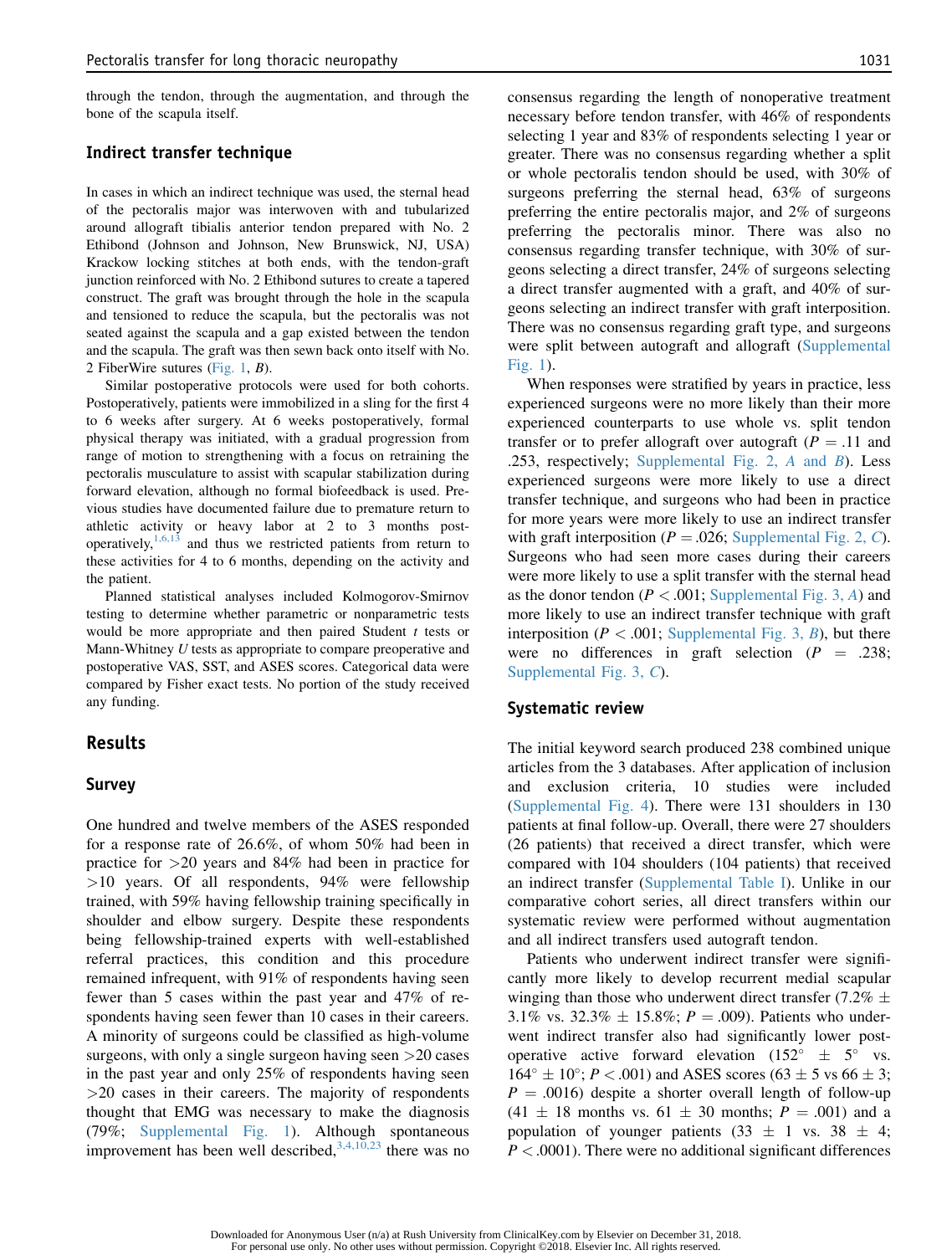through the tendon, through the augmentation, and through the bone of the scapula itself.

### Indirect transfer technique

In cases in which an indirect technique was used, the sternal head of the pectoralis major was interwoven with and tubularized around allograft tibialis anterior tendon prepared with No. 2 Ethibond (Johnson and Johnson, New Brunswick, NJ, USA) Krackow locking stitches at both ends, with the tendon-graft junction reinforced with No. 2 Ethibond sutures to create a tapered construct. The graft was brought through the hole in the scapula and tensioned to reduce the scapula, but the pectoralis was not seated against the scapula and a gap existed between the tendon and the scapula. The graft was then sewn back onto itself with No. 2 FiberWire sutures (Fig. 1, *B*).

Similar postoperative protocols were used for both cohorts. Postoperatively, patients were immobilized in a sling for the first 4 to 6 weeks after surgery. At 6 weeks postoperatively, formal physical therapy was initiated, with a gradual progression from range of motion to strengthening with a focus on retraining the pectoralis musculature to assist with scapular stabilization during forward elevation, although no formal biofeedback is used. Previous studies have documented failure due to premature return to athletic activity or heavy labor at 2 to 3 months postoperatively,[1,6,13] and thus we restricted patients from return to these activities for 4 to 6 months, depending on the activity and the patient.

Planned statistical analyses included Kolmogorov-Smirnov testing to determine whether parametric or nonparametric tests would be more appropriate and then paired Student *t* tests or Mann-Whitney *U* tests as appropriate to compare preoperative and postoperative VAS, SST, and ASES scores. Categorical data were compared by Fisher exact tests. No portion of the study received any funding.

## Results

### Survey

One hundred and twelve members of the ASES responded for a response rate of 26.6%, of whom 50% had been in practice for >20 years and 84% had been in practice for >10 years. Of all respondents, 94% were fellowship trained, with 59% having fellowship training specifically in shoulder and elbow surgery. Despite these respondents being fellowship-trained experts with well-established referral practices, this condition and this procedure remained infrequent, with 91% of respondents having seen fewer than 5 cases within the past year and 47% of respondents having seen fewer than 10 cases in their careers. A minority of surgeons could be classified as high-volume surgeons, with only a single surgeon having seen >20 cases in the past year and only 25% of respondents having seen >20 cases in their careers. The majority of respondents thought that EMG was necessary to make the diagnosis (79%; Supplemental Fig. 1). Although spontaneous improvement has been well described,[3,4,10,23] there was no consensus regarding the length of nonoperative treatment necessary before tendon transfer, with 46% of respondents selecting 1 year and 83% of respondents selecting 1 year or greater. There was no consensus regarding whether a split or whole pectoralis tendon should be used, with 30% of surgeons preferring the sternal head, 63% of surgeons preferring the entire pectoralis major, and 2% of surgeons preferring the pectoralis minor. There was also no consensus regarding transfer technique, with 30% of surgeons selecting a direct transfer, 24% of surgeons selecting a direct transfer augmented with a graft, and 40% of surgeons selecting an indirect transfer with graft interposition. There was no consensus regarding graft type, and surgeons were split between autograft and allograft (Supplemental Fig. 1).

When responses were stratified by years in practice, less experienced surgeons were no more likely than their more experienced counterparts to use whole vs. split tendon transfer or to prefer allograft over autograft ($P = .11$ and .253, respectively; Supplemental Fig. 2, *A* and *B*). Less experienced surgeons were more likely to use a direct transfer technique, and surgeons who had been in practice for more years were more likely to use an indirect transfer with graft interposition ($P = .026$; Supplemental Fig. 2, *C*). Surgeons who had seen more cases during their careers were more likely to use a split transfer with the sternal head as the donor tendon ($P < .001$; Supplemental Fig. 3, *A*) and more likely to use an indirect transfer technique with graft interposition ($P < .001$; Supplemental Fig. 3, *B*), but there were no differences in graft selection ($P = .238$; Supplemental Fig. 3, *C*).

### Systematic review

The initial keyword search produced 238 combined unique articles from the 3 databases. After application of inclusion and exclusion criteria, 10 studies were included (Supplemental Fig. 4). There were 131 shoulders in 130 patients at final follow-up. Overall, there were 27 shoulders (26 patients) that received a direct transfer, which were compared with 104 shoulders (104 patients) that received an indirect transfer (Supplemental Table I). Unlike in our comparative cohort series, all direct transfers within our systematic review were performed without augmentation and all indirect transfers used autograft tendon.

Patients who underwent indirect transfer were significantly more likely to develop recurrent medial scapular winging than those who underwent direct transfer (7.2% ± 3.1% vs. 32.3% ± 15.8%; $P = .009$). Patients who underwent indirect transfer also had significantly lower postoperative active forward elevation ($152° \pm 5°$ vs. $164° \pm 10°$; $P < .001$) and ASES scores (63 ± 5 vs 66 ± 3; $P = .0016$) despite a shorter overall length of follow-up (41 ± 18 months vs. 61 ± 30 months; $P = .001$) and a population of younger patients (33 ± 1 vs. 38 ± 4; $P < .0001$). There were no additional significant differences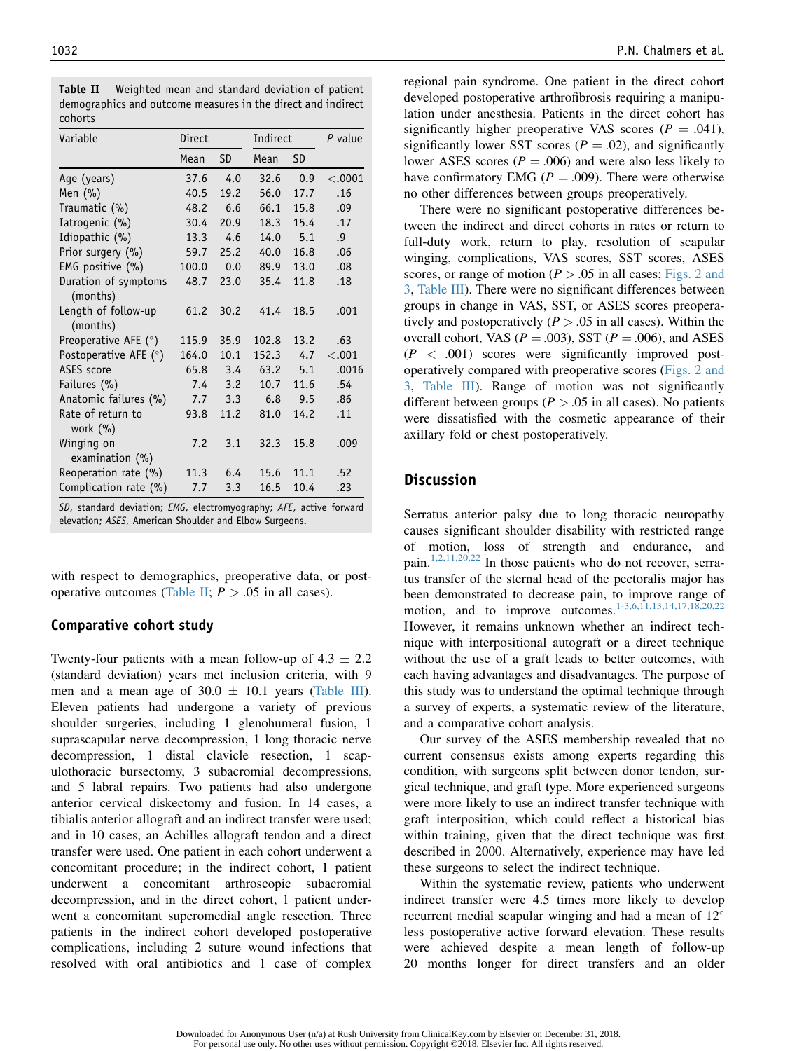**Table II** Weighted mean and standard deviation of patient demographics and outcome measures in the direct and indirect cohorts

| Variable | Direct | | Indirect | | P value |
|---|---|---|---|---|---|
| | Mean | SD | Mean | SD | |
| Age (years) | 37.6 | 4.0 | 32.6 | 0.9 | <.0001 |
| Men (%) | 40.5 | 19.2 | 56.0 | 17.7 | .16 |
| Traumatic (%) | 48.2 | 6.6 | 66.1 | 15.8 | .09 |
| Iatrogenic (%) | 30.4 | 20.9 | 18.3 | 15.4 | .17 |
| Idiopathic (%) | 13.3 | 4.6 | 14.0 | 5.1 | .9 |
| Prior surgery (%) | 59.7 | 25.2 | 40.0 | 16.8 | .06 |
| EMG positive (%) | 100.0 | 0.0 | 89.9 | 13.0 | .08 |
| Duration of symptoms (months) | 48.7 | 23.0 | 35.4 | 11.8 | .18 |
| Length of follow-up (months) | 61.2 | 30.2 | 41.4 | 18.5 | .001 |
| Preoperative AFE (°) | 115.9 | 35.9 | 102.8 | 13.2 | .63 |
| Postoperative AFE (°) | 164.0 | 10.1 | 152.3 | 4.7 | <.001 |
| ASES score | 65.8 | 3.4 | 63.2 | 5.1 | .0016 |
| Failures (%) | 7.4 | 3.2 | 10.7 | 11.6 | .54 |
| Anatomic failures (%) | 7.7 | 3.3 | 6.8 | 9.5 | .86 |
| Rate of return to work (%) | 93.8 | 11.2 | 81.0 | 14.2 | .11 |
| Winging on examination (%) | 7.2 | 3.1 | 32.3 | 15.8 | .009 |
| Reoperation rate (%) | 11.3 | 6.4 | 15.6 | 11.1 | .52 |
| Complication rate (%) | 7.7 | 3.3 | 16.5 | 10.4 | .23 |

*SD*, standard deviation; *EMG*, electromyography; *AFE*, active forward elevation; *ASES*, American Shoulder and Elbow Surgeons.

with respect to demographics, preoperative data, or postoperative outcomes (Table II; $P > .05$ in all cases).

### Comparative cohort study

Twenty-four patients with a mean follow-up of 4.3 ± 2.2 (standard deviation) years met inclusion criteria, with 9 men and a mean age of 30.0 ± 10.1 years (Table III). Eleven patients had undergone a variety of previous shoulder surgeries, including 1 glenohumeral fusion, 1 suprascapular nerve decompression, 1 long thoracic nerve decompression, 1 distal clavicle resection, 1 scapulothoracic bursectomy, 3 subacromial decompressions, and 5 labral repairs. Two patients had also undergone anterior cervical diskectomy and fusion. In 14 cases, a tibialis anterior allograft and an indirect transfer were used; and in 10 cases, an Achilles allograft tendon and a direct transfer were used. One patient in each cohort underwent a concomitant procedure; in the indirect cohort, 1 patient underwent a concomitant arthroscopic subacromial decompression, and in the direct cohort, 1 patient underwent a concomitant superomedial angle resection. Three patients in the indirect cohort developed postoperative complications, including 2 suture wound infections that resolved with oral antibiotics and 1 case of complex regional pain syndrome. One patient in the direct cohort developed postoperative arthrofibrosis requiring a manipulation under anesthesia. Patients in the direct cohort has significantly higher preoperative VAS scores ($P = .041$), significantly lower SST scores ($P = .02$), and significantly lower ASES scores ($P = .006$) and were also less likely to have confirmatory EMG ($P = .009$). There were otherwise no other differences between groups preoperatively.

There were no significant postoperative differences between the indirect and direct cohorts in rates or return to full-duty work, return to play, resolution of scapular winging, complications, VAS scores, SST scores, ASES scores, or range of motion ($P > .05$ in all cases; Figs. 2 and 3, Table III). There were no significant differences between groups in change in VAS, SST, or ASES scores preoperatively and postoperatively ($P > .05$ in all cases). Within the overall cohort, VAS ($P = .003$), SST ($P = .006$), and ASES ($P < .001$) scores were significantly improved postoperatively compared with preoperative scores (Figs. 2 and 3, Table III). Range of motion was not significantly different between groups ($P > .05$ in all cases). No patients were dissatisfied with the cosmetic appearance of their axillary fold or chest postoperatively.

## Discussion

Serratus anterior palsy due to long thoracic neuropathy causes significant shoulder disability with restricted range of motion, loss of strength and endurance, and pain.[1,2,11,20,22] In those patients who do not recover, serratus transfer of the sternal head of the pectoralis major has been demonstrated to decrease pain, to improve range of motion, and to improve outcomes.[1-3,6,11,13,14,17,18,20,22] However, it remains unknown whether an indirect technique with interpositional autograft or a direct technique without the use of a graft leads to better outcomes, with each having advantages and disadvantages. The purpose of this study was to understand the optimal technique through a survey of experts, a systematic review of the literature, and a comparative cohort analysis.

Our survey of the ASES membership revealed that no current consensus exists among experts regarding this condition, with surgeons split between donor tendon, surgical technique, and graft type. More experienced surgeons were more likely to use an indirect transfer technique with graft interposition, which could reflect a historical bias within training, given that the direct technique was first described in 2000. Alternatively, experience may have led these surgeons to select the indirect technique.

Within the systematic review, patients who underwent indirect transfer were 4.5 times more likely to develop recurrent medial scapular winging and had a mean of 12° less postoperative active forward elevation. These results were achieved despite a mean length of follow-up 20 months longer for direct transfers and an older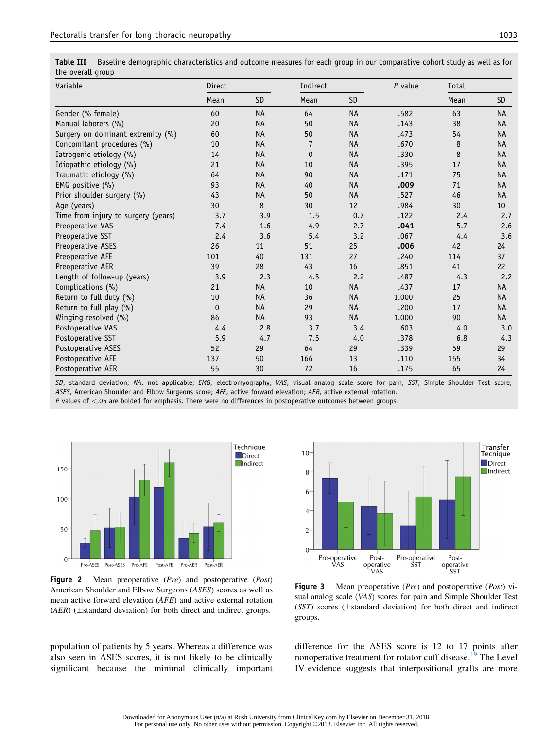**Table III** Baseline demographic characteristics and outcome measures for each group in our comparative cohort study as well as for the overall group

| Variable | Direct | | Indirect | | P value | Total | |
|---|---|---|---|---|---|---|---|
| | Mean | SD | Mean | SD | | Mean | SD |
| Gender (% female) | 60 | NA | 64 | NA | .582 | 63 | NA |
| Manual laborers (%) | 20 | NA | 50 | NA | .143 | 38 | NA |
| Surgery on dominant extremity (%) | 60 | NA | 50 | NA | .473 | 54 | NA |
| Concomitant procedures (%) | 10 | NA | 7 | NA | .670 | 8 | NA |
| Iatrogenic etiology (%) | 14 | NA | 0 | NA | .330 | 8 | NA |
| Idiopathic etiology (%) | 21 | NA | 10 | NA | .395 | 17 | NA |
| Traumatic etiology (%) | 64 | NA | 90 | NA | .171 | 75 | NA |
| EMG positive (%) | 93 | NA | 40 | NA | **.009** | 71 | NA |
| Prior shoulder surgery (%) | 43 | NA | 50 | NA | .527 | 46 | NA |
| Age (years) | 30 | 8 | 30 | 12 | .984 | 30 | 10 |
| Time from injury to surgery (years) | 3.7 | 3.9 | 1.5 | 0.7 | .122 | 2.4 | 2.7 |
| Preoperative VAS | 7.4 | 1.6 | 4.9 | 2.7 | **.041** | 5.7 | 2.6 |
| Preoperative SST | 2.4 | 3.6 | 5.4 | 3.2 | .067 | 4.4 | 3.6 |
| Preoperative ASES | 26 | 11 | 51 | 25 | **.006** | 42 | 24 |
| Preoperative AFE | 101 | 40 | 131 | 27 | .240 | 114 | 37 |
| Preoperative AER | 39 | 28 | 43 | 16 | .851 | 41 | 22 |
| Length of follow-up (years) | 3.9 | 2.3 | 4.5 | 2.2 | .487 | 4.3 | 2.2 |
| Complications (%) | 21 | NA | 10 | NA | .437 | 17 | NA |
| Return to full duty (%) | 10 | NA | 36 | NA | 1.000 | 25 | NA |
| Return to full play (%) | 0 | NA | 29 | NA | .200 | 17 | NA |
| Winging resolved (%) | 86 | NA | 93 | NA | 1.000 | 90 | NA |
| Postoperative VAS | 4.4 | 2.8 | 3.7 | 3.4 | .603 | 4.0 | 3.0 |
| Postoperative SST | 5.9 | 4.7 | 7.5 | 4.0 | .378 | 6.8 | 4.3 |
| Postoperative ASES | 52 | 29 | 64 | 29 | .339 | 59 | 29 |
| Postoperative AFE | 137 | 50 | 166 | 13 | .110 | 155 | 34 |
| Postoperative AER | 55 | 30 | 72 | 16 | .175 | 65 | 24 |

*SD*, standard deviation; *NA*, not applicable; *EMG*, electromyography; *VAS*, visual analog scale score for pain; *SST*, Simple Shoulder Test score; *ASES*, American Shoulder and Elbow Surgeons score; *AFE*, active forward elevation; *AER*, active external rotation.
*P* values of <.05 are bolded for emphasis. There were no differences in postoperative outcomes between groups.

**Figure 2** Mean preoperative (*Pre*) and postoperative (*Post*) American Shoulder and Elbow Surgeons (*ASES*) scores as well as mean active forward elevation (*AFE*) and active external rotation (*AER*) (±standard deviation) for both direct and indirect groups.

**Figure 3** Mean preoperative (*Pre*) and postoperative (*Post*) visual analog scale (*VAS*) scores for pain and Simple Shoulder Test (*SST*) scores (±standard deviation) for both direct and indirect groups.

population of patients by 5 years. Whereas a difference was also seen in ASES scores, it is not likely to be clinically significant because the minimal clinically important difference for the ASES score is 12 to 17 points after nonoperative treatment for rotator cuff disease.[19] The Level IV evidence suggests that interpositional grafts are more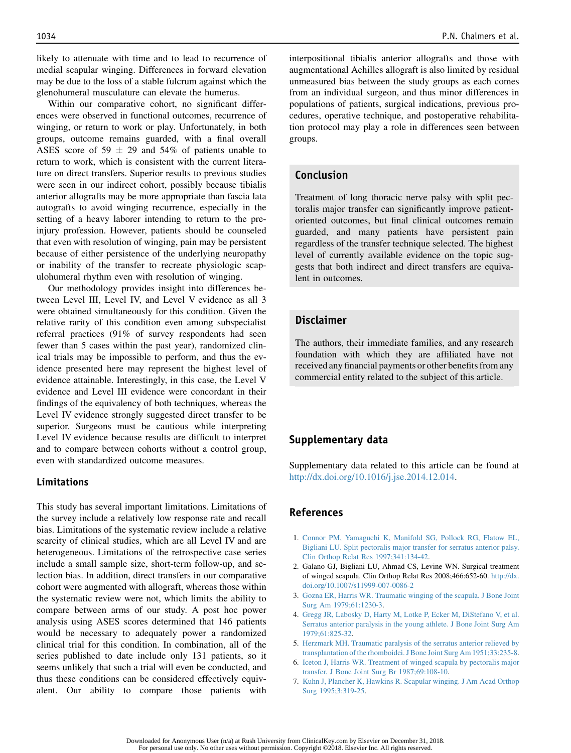likely to attenuate with time and to lead to recurrence of medial scapular winging. Differences in forward elevation may be due to the loss of a stable fulcrum against which the glenohumeral musculature can elevate the humerus.

Within our comparative cohort, no significant differences were observed in functional outcomes, recurrence of winging, or return to work or play. Unfortunately, in both groups, outcome remains guarded, with a final overall ASES score of 59 ± 29 and 54% of patients unable to return to work, which is consistent with the current literature on direct transfers. Superior results to previous studies were seen in our indirect cohort, possibly because tibialis anterior allografts may be more appropriate than fascia lata autografts to avoid winging recurrence, especially in the setting of a heavy laborer intending to return to the preinjury profession. However, patients should be counseled that even with resolution of winging, pain may be persistent because of either persistence of the underlying neuropathy or inability of the transfer to recreate physiologic scapulohumeral rhythm even with resolution of winging.

Our methodology provides insight into differences between Level III, Level IV, and Level V evidence as all 3 were obtained simultaneously for this condition. Given the relative rarity of this condition even among subspecialist referral practices (91% of survey respondents had seen fewer than 5 cases within the past year), randomized clinical trials may be impossible to perform, and thus the evidence presented here may represent the highest level of evidence attainable. Interestingly, in this case, the Level V evidence and Level III evidence were concordant in their findings of the equivalency of both techniques, whereas the Level IV evidence strongly suggested direct transfer to be superior. Surgeons must be cautious while interpreting Level IV evidence because results are difficult to interpret and to compare between cohorts without a control group, even with standardized outcome measures.

## Limitations

This study has several important limitations. Limitations of the survey include a relatively low response rate and recall bias. Limitations of the systematic review include a relative scarcity of clinical studies, which are all Level IV and are heterogeneous. Limitations of the retrospective case series include a small sample size, short-term follow-up, and selection bias. In addition, direct transfers in our comparative cohort were augmented with allograft, whereas those within the systematic review were not, which limits the ability to compare between arms of our study. A post hoc power analysis using ASES scores determined that 146 patients would be necessary to adequately power a randomized clinical trial for this condition. In combination, all of the series published to date include only 131 patients, so it seems unlikely that such a trial will even be conducted, and thus these conditions can be considered effectively equivalent. Our ability to compare those patients with interpositional tibialis anterior allografts and those with augmentational Achilles allograft is also limited by residual unmeasured bias between the study groups as each comes from an individual surgeon, and thus minor differences in populations of patients, surgical indications, previous procedures, operative technique, and postoperative rehabilitation protocol may play a role in differences seen between groups.

## Conclusion

Treatment of long thoracic nerve palsy with split pectoralis major transfer can significantly improve patient-oriented outcomes, but final clinical outcomes remain guarded, and many patients have persistent pain regardless of the transfer technique selected. The highest level of currently available evidence on the topic suggests that both indirect and direct transfers are equivalent in outcomes.

## Disclaimer

The authors, their immediate families, and any research foundation with which they are affiliated have not received any financial payments or other benefits from any commercial entity related to the subject of this article.

## Supplementary data

Supplementary data related to this article can be found at http://dx.doi.org/10.1016/j.jse.2014.12.014.

## References

1. Connor PM, Yamaguchi K, Manifold SG, Pollock RG, Flatow EL, Bigliani LU. Split pectoralis major transfer for serratus anterior palsy. Clin Orthop Relat Res 1997;341:134-42.
2. Galano GJ, Bigliani LU, Ahmad CS, Levine WN. Surgical treatment of winged scapula. Clin Orthop Relat Res 2008;466:652-60. http://dx.doi.org/10.1007/s11999-007-0086-2
3. Gozna ER, Harris WR. Traumatic winging of the scapula. J Bone Joint Surg Am 1979;61:1230-3.
4. Gregg JR, Labosky D, Harty M, Lotke P, Ecker M, DiStefano V, et al. Serratus anterior paralysis in the young athlete. J Bone Joint Surg Am 1979;61:825-32.
5. Herzmark MH. Traumatic paralysis of the serratus anterior relieved by transplantation of the rhomboidei. J Bone Joint Surg Am 1951;33:235-8.
6. Iceton J, Harris WR. Treatment of winged scapula by pectoralis major transfer. J Bone Joint Surg Br 1987;69:108-10.
7. Kuhn J, Plancher K, Hawkins R. Scapular winging. J Am Acad Orthop Surg 1995;3:319-25.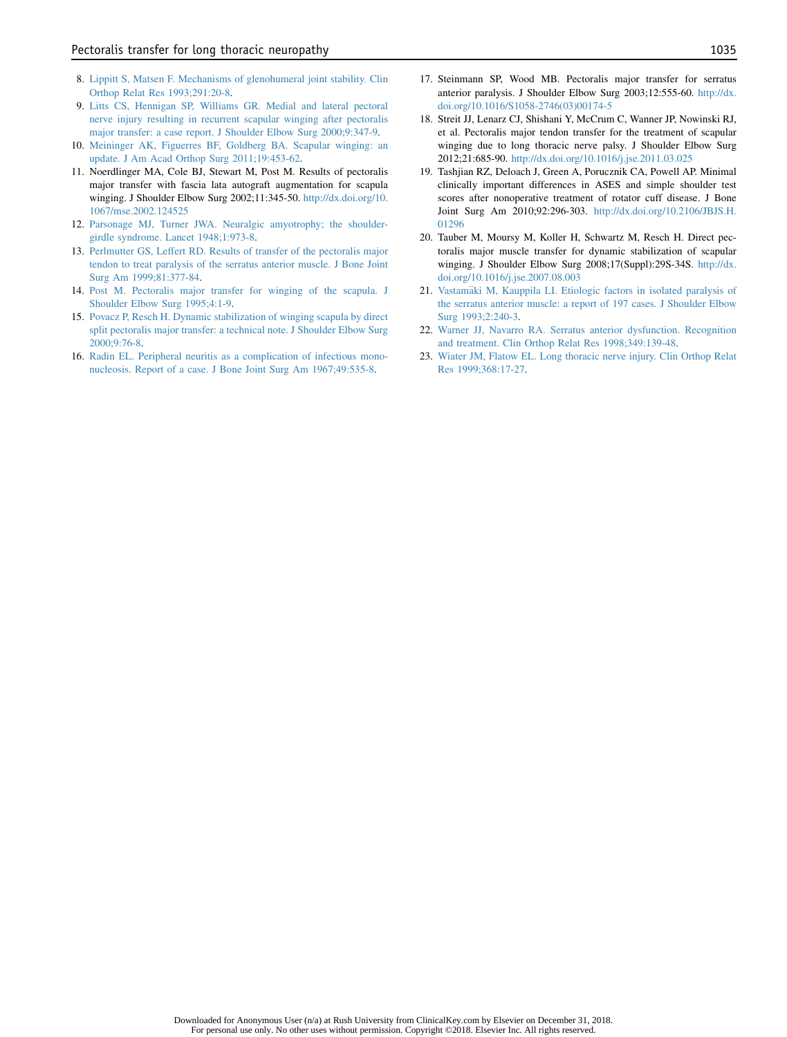8. Lippitt S, Matsen F. Mechanisms of glenohumeral joint stability. Clin Orthop Relat Res 1993;291:20-8.
9. Litts CS, Hennigan SP, Williams GR. Medial and lateral pectoral nerve injury resulting in recurrent scapular winging after pectoralis major transfer: a case report. J Shoulder Elbow Surg 2000;9:347-9.
10. Meininger AK, Figuerres BF, Goldberg BA. Scapular winging: an update. J Am Acad Orthop Surg 2011;19:453-62.
11. Noerdlinger MA, Cole BJ, Stewart M, Post M. Results of pectoralis major transfer with fascia lata autograft augmentation for scapula winging. J Shoulder Elbow Surg 2002;11:345-50. http://dx.doi.org/10.1067/mse.2002.124525
12. Parsonage MJ, Turner JWA. Neuralgic amyotrophy; the shoulder-girdle syndrome. Lancet 1948;1:973-8.
13. Perlmutter GS, Leffert RD. Results of transfer of the pectoralis major tendon to treat paralysis of the serratus anterior muscle. J Bone Joint Surg Am 1999;81:377-84.
14. Post M. Pectoralis major transfer for winging of the scapula. J Shoulder Elbow Surg 1995;4:1-9.
15. Povacz P, Resch H. Dynamic stabilization of winging scapula by direct split pectoralis major transfer: a technical note. J Shoulder Elbow Surg 2000;9:76-8.
16. Radin EL. Peripheral neuritis as a complication of infectious mononucleosis. Report of a case. J Bone Joint Surg Am 1967;49:535-8.
17. Steinmann SP, Wood MB. Pectoralis major transfer for serratus anterior paralysis. J Shoulder Elbow Surg 2003;12:555-60. http://dx.doi.org/10.1016/S1058-2746(03)00174-5
18. Streit JJ, Lenarz CJ, Shishani Y, McCrum C, Wanner JP, Nowinski RJ, et al. Pectoralis major tendon transfer for the treatment of scapular winging due to long thoracic nerve palsy. J Shoulder Elbow Surg 2012;21:685-90. http://dx.doi.org/10.1016/j.jse.2011.03.025
19. Tashjian RZ, Deloach J, Green A, Porucznik CA, Powell AP. Minimal clinically important differences in ASES and simple shoulder test scores after nonoperative treatment of rotator cuff disease. J Bone Joint Surg Am 2010;92:296-303. http://dx.doi.org/10.2106/JBJS.H.01296
20. Tauber M, Moursy M, Koller H, Schwartz M, Resch H. Direct pectoralis major muscle transfer for dynamic stabilization of scapular winging. J Shoulder Elbow Surg 2008;17(Suppl):29S-34S. http://dx.doi.org/10.1016/j.jse.2007.08.003
21. Vastamäki M, Kauppila LI. Etiologic factors in isolated paralysis of the serratus anterior muscle: a report of 197 cases. J Shoulder Elbow Surg 1993;2:240-3.
22. Warner JJ, Navarro RA. Serratus anterior dysfunction. Recognition and treatment. Clin Orthop Relat Res 1998;349:139-48.
23. Wiater JM, Flatow EL. Long thoracic nerve injury. Clin Orthop Relat Res 1999;368:17-27.